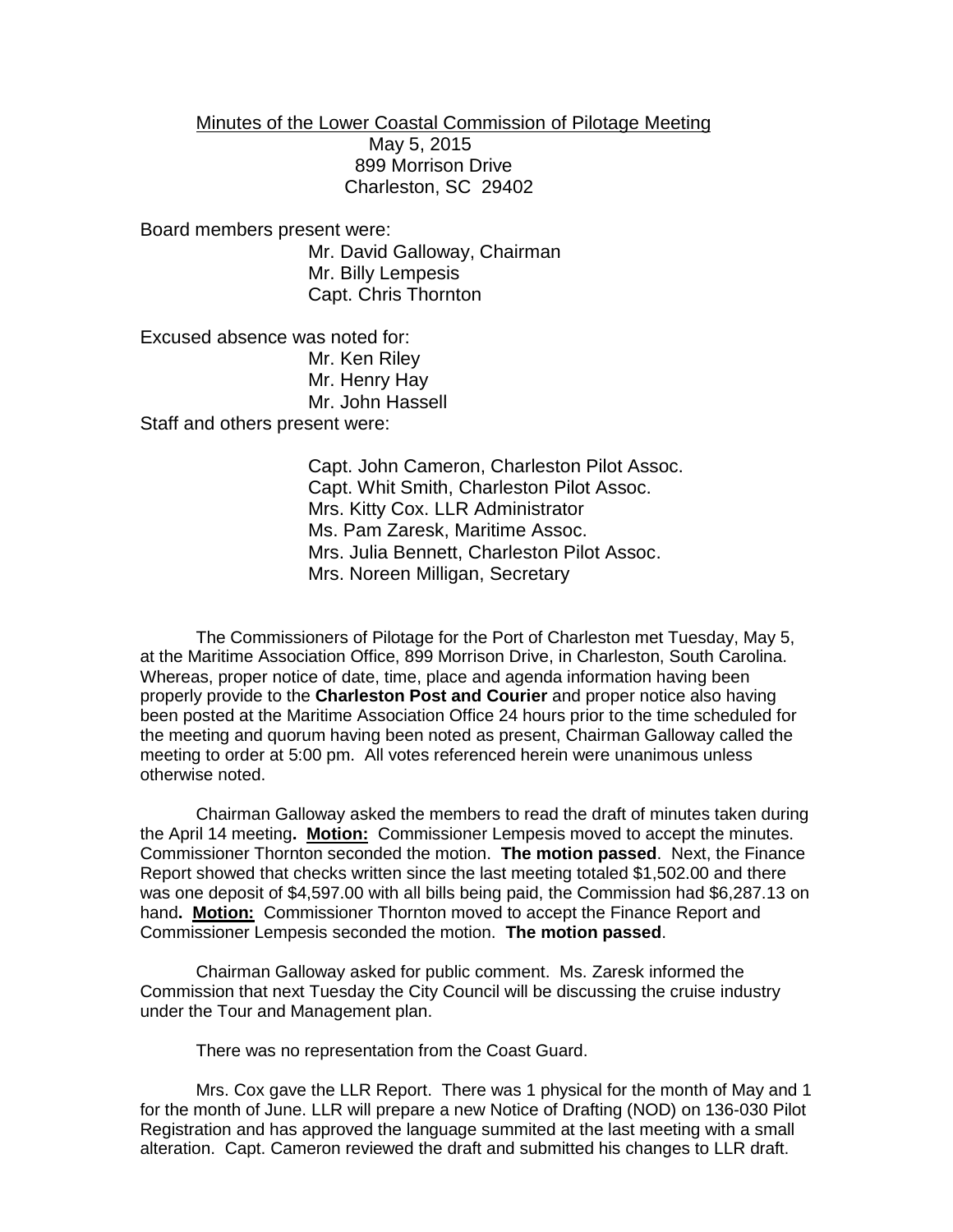Minutes of the Lower Coastal Commission of Pilotage Meeting

May 5, 2015

899 Morrison Drive

Charleston, SC 29402

Board members present were:

Mr. David Galloway, Chairman
Mr. Billy Lempesis
Capt. Chris Thornton

Excused absence was noted for:

Mr. Ken Riley
Mr. Henry Hay
Mr. John Hassell

Staff and others present were:

Capt. John Cameron, Charleston Pilot Assoc.
Capt. Whit Smith, Charleston Pilot Assoc.
Mrs. Kitty Cox. LLR Administrator
Ms. Pam Zaresk, Maritime Assoc.
Mrs. Julia Bennett, Charleston Pilot Assoc.
Mrs. Noreen Milligan, Secretary

The Commissioners of Pilotage for the Port of Charleston met Tuesday, May 5, at the Maritime Association Office, 899 Morrison Drive, in Charleston, South Carolina. Whereas, proper notice of date, time, place and agenda information having been properly provide to the **Charleston Post and Courier** and proper notice also having been posted at the Maritime Association Office 24 hours prior to the time scheduled for the meeting and quorum having been noted as present, Chairman Galloway called the meeting to order at 5:00 pm. All votes referenced herein were unanimous unless otherwise noted.

Chairman Galloway asked the members to read the draft of minutes taken during the April 14 meeting**. Motion:** Commissioner Lempesis moved to accept the minutes. Commissioner Thornton seconded the motion. **The motion passed**. Next, the Finance Report showed that checks written since the last meeting totaled $1,502.00 and there was one deposit of $4,597.00 with all bills being paid, the Commission had $6,287.13 on hand**. Motion:** Commissioner Thornton moved to accept the Finance Report and Commissioner Lempesis seconded the motion. **The motion passed**.

Chairman Galloway asked for public comment. Ms. Zaresk informed the Commission that next Tuesday the City Council will be discussing the cruise industry under the Tour and Management plan.

There was no representation from the Coast Guard.

Mrs. Cox gave the LLR Report. There was 1 physical for the month of May and 1 for the month of June. LLR will prepare a new Notice of Drafting (NOD) on 136-030 Pilot Registration and has approved the language summited at the last meeting with a small alteration. Capt. Cameron reviewed the draft and submitted his changes to LLR draft.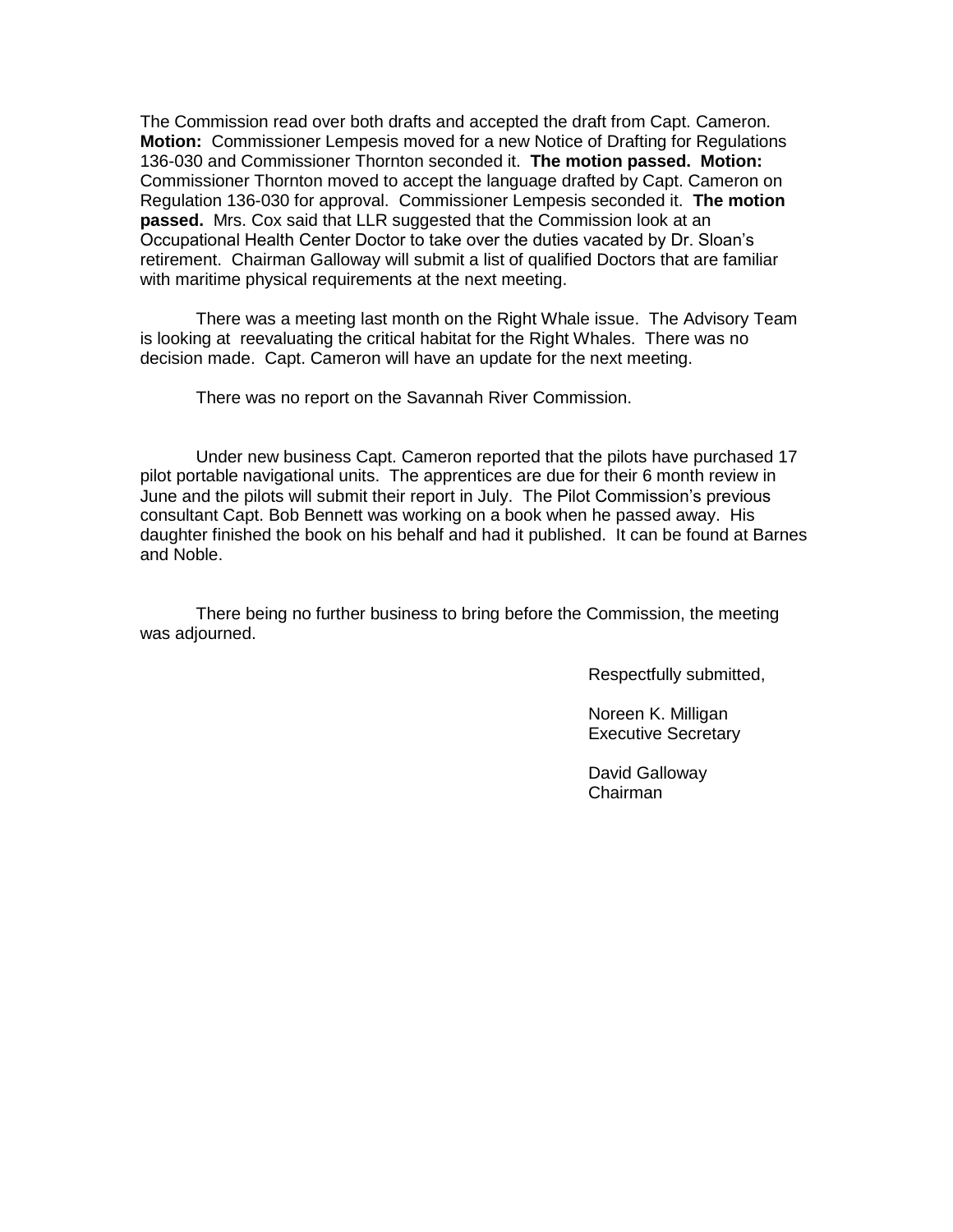The Commission read over both drafts and accepted the draft from Capt. Cameron. **Motion:** Commissioner Lempesis moved for a new Notice of Drafting for Regulations 136-030 and Commissioner Thornton seconded it. **The motion passed.** **Motion:** Commissioner Thornton moved to accept the language drafted by Capt. Cameron on Regulation 136-030 for approval. Commissioner Lempesis seconded it. **The motion passed.** Mrs. Cox said that LLR suggested that the Commission look at an Occupational Health Center Doctor to take over the duties vacated by Dr. Sloan's retirement. Chairman Galloway will submit a list of qualified Doctors that are familiar with maritime physical requirements at the next meeting.

There was a meeting last month on the Right Whale issue. The Advisory Team is looking at reevaluating the critical habitat for the Right Whales. There was no decision made. Capt. Cameron will have an update for the next meeting.

There was no report on the Savannah River Commission.

Under new business Capt. Cameron reported that the pilots have purchased 17 pilot portable navigational units. The apprentices are due for their 6 month review in June and the pilots will submit their report in July. The Pilot Commission's previous consultant Capt. Bob Bennett was working on a book when he passed away. His daughter finished the book on his behalf and had it published. It can be found at Barnes and Noble.

There being no further business to bring before the Commission, the meeting was adjourned.

Respectfully submitted,

Noreen K. Milligan
Executive Secretary

David Galloway
Chairman